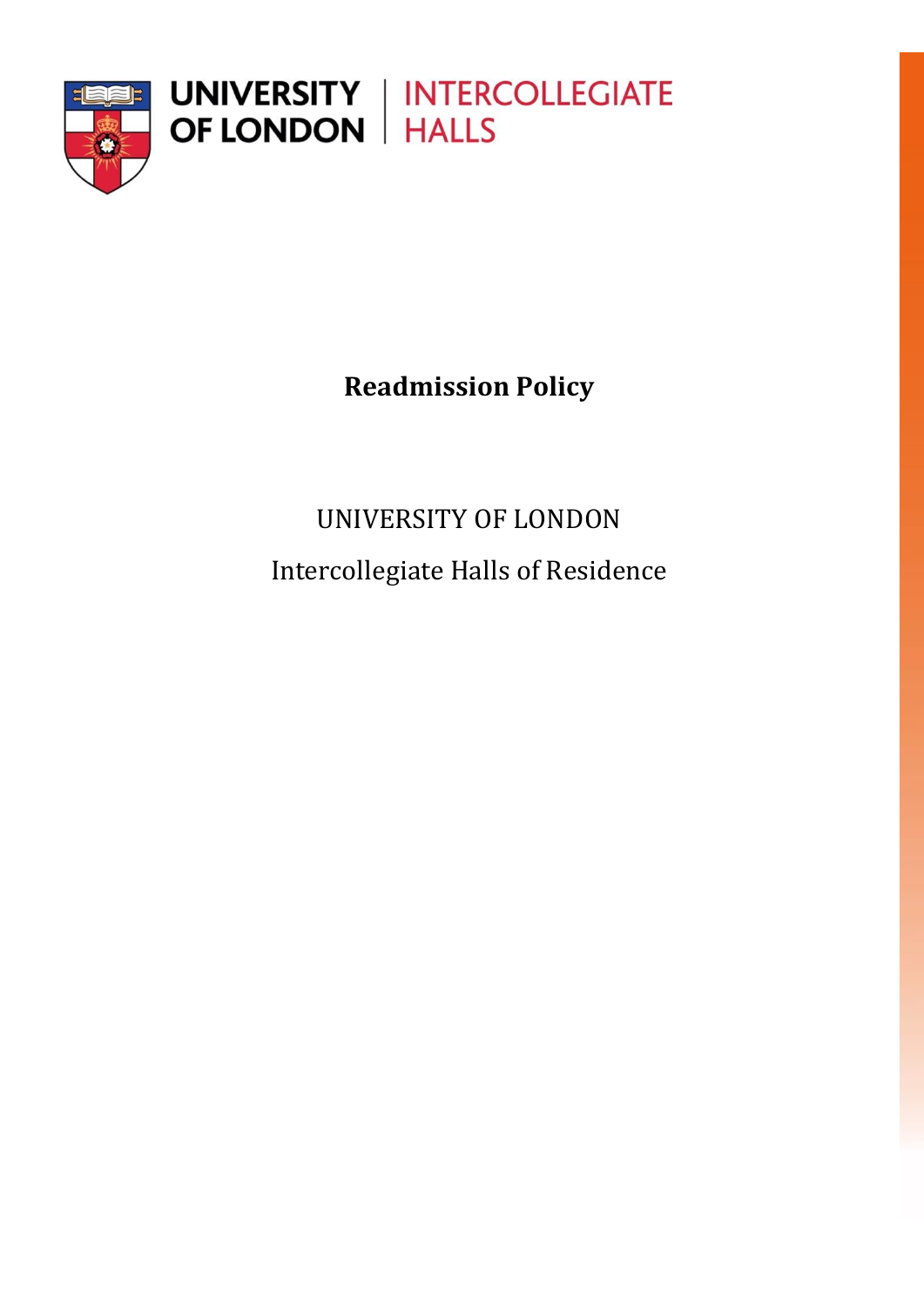UNIVERSITY OF LONDON | INTERCOLLEGIATE HALLS

# Readmission Policy

UNIVERSITY OF LONDON

Intercollegiate Halls of Residence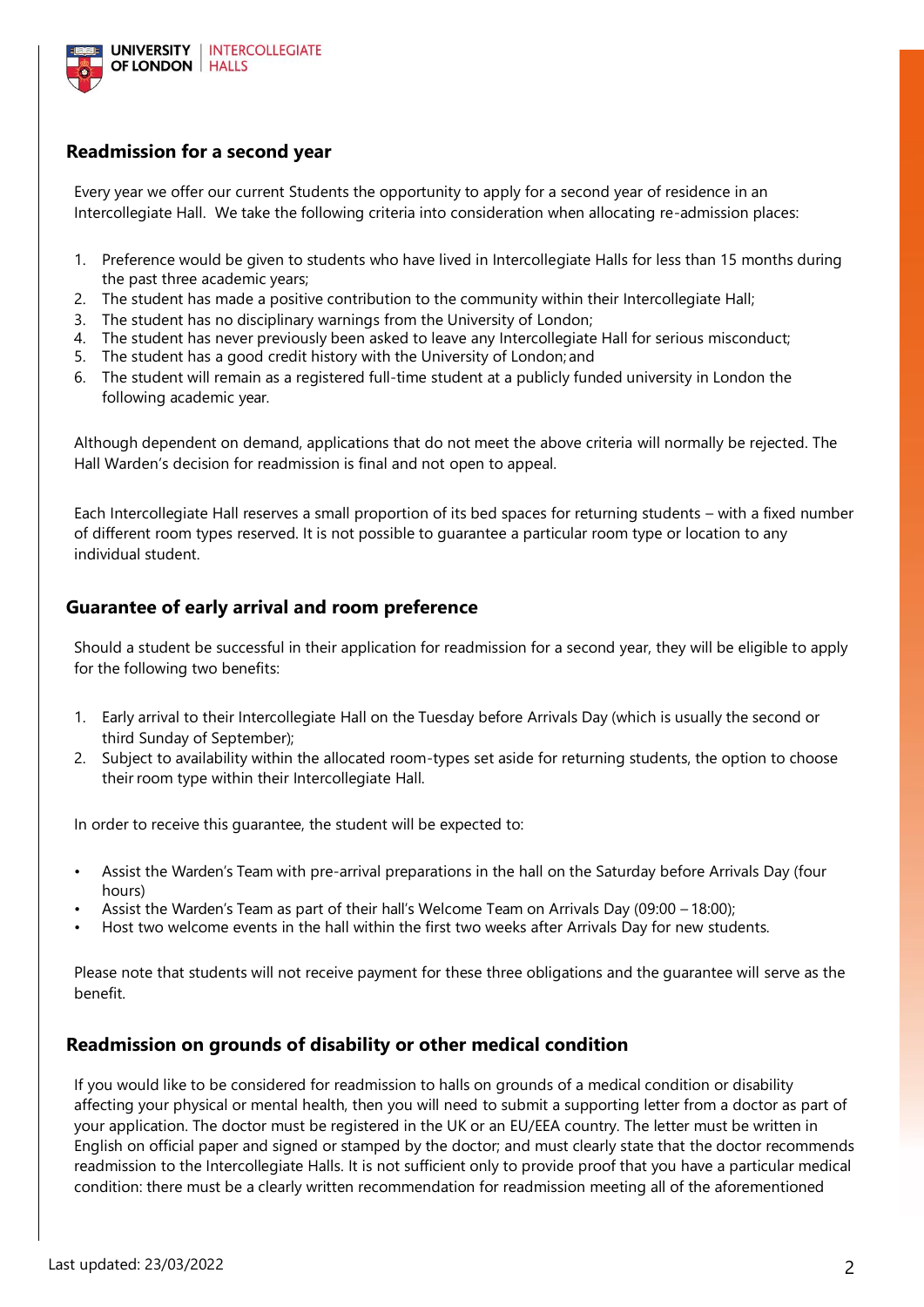## Readmission for a second year

Every year we offer our current Students the opportunity to apply for a second year of residence in an Intercollegiate Hall. We take the following criteria into consideration when allocating re-admission places:

1. Preference would be given to students who have lived in Intercollegiate Halls for less than 15 months during the past three academic years;
2. The student has made a positive contribution to the community within their Intercollegiate Hall;
3. The student has no disciplinary warnings from the University of London;
4. The student has never previously been asked to leave any Intercollegiate Hall for serious misconduct;
5. The student has a good credit history with the University of London; and
6. The student will remain as a registered full-time student at a publicly funded university in London the following academic year.

Although dependent on demand, applications that do not meet the above criteria will normally be rejected. The Hall Warden's decision for readmission is final and not open to appeal.

Each Intercollegiate Hall reserves a small proportion of its bed spaces for returning students – with a fixed number of different room types reserved. It is not possible to guarantee a particular room type or location to any individual student.

## Guarantee of early arrival and room preference

Should a student be successful in their application for readmission for a second year, they will be eligible to apply for the following two benefits:

1. Early arrival to their Intercollegiate Hall on the Tuesday before Arrivals Day (which is usually the second or third Sunday of September);
2. Subject to availability within the allocated room-types set aside for returning students, the option to choose their room type within their Intercollegiate Hall.

In order to receive this guarantee, the student will be expected to:

- Assist the Warden's Team with pre-arrival preparations in the hall on the Saturday before Arrivals Day (four hours)
- Assist the Warden's Team as part of their hall's Welcome Team on Arrivals Day (09:00 – 18:00);
- Host two welcome events in the hall within the first two weeks after Arrivals Day for new students.

Please note that students will not receive payment for these three obligations and the guarantee will serve as the benefit.

## Readmission on grounds of disability or other medical condition

If you would like to be considered for readmission to halls on grounds of a medical condition or disability affecting your physical or mental health, then you will need to submit a supporting letter from a doctor as part of your application. The doctor must be registered in the UK or an EU/EEA country. The letter must be written in English on official paper and signed or stamped by the doctor; and must clearly state that the doctor recommends readmission to the Intercollegiate Halls. It is not sufficient only to provide proof that you have a particular medical condition: there must be a clearly written recommendation for readmission meeting all of the aforementioned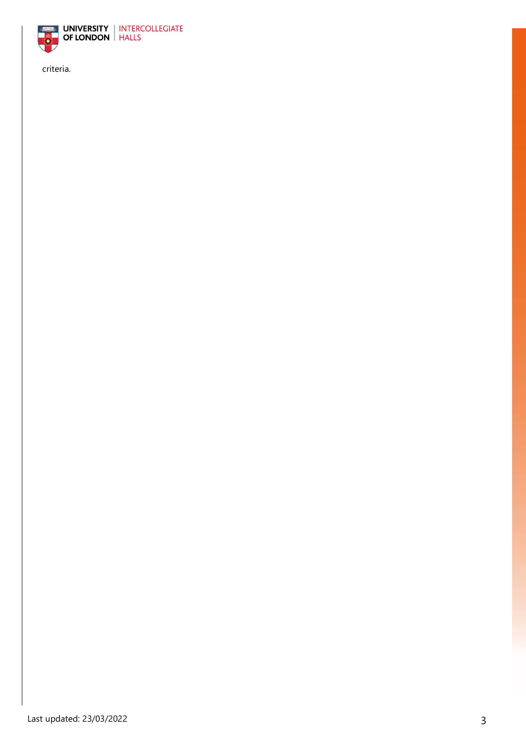criteria.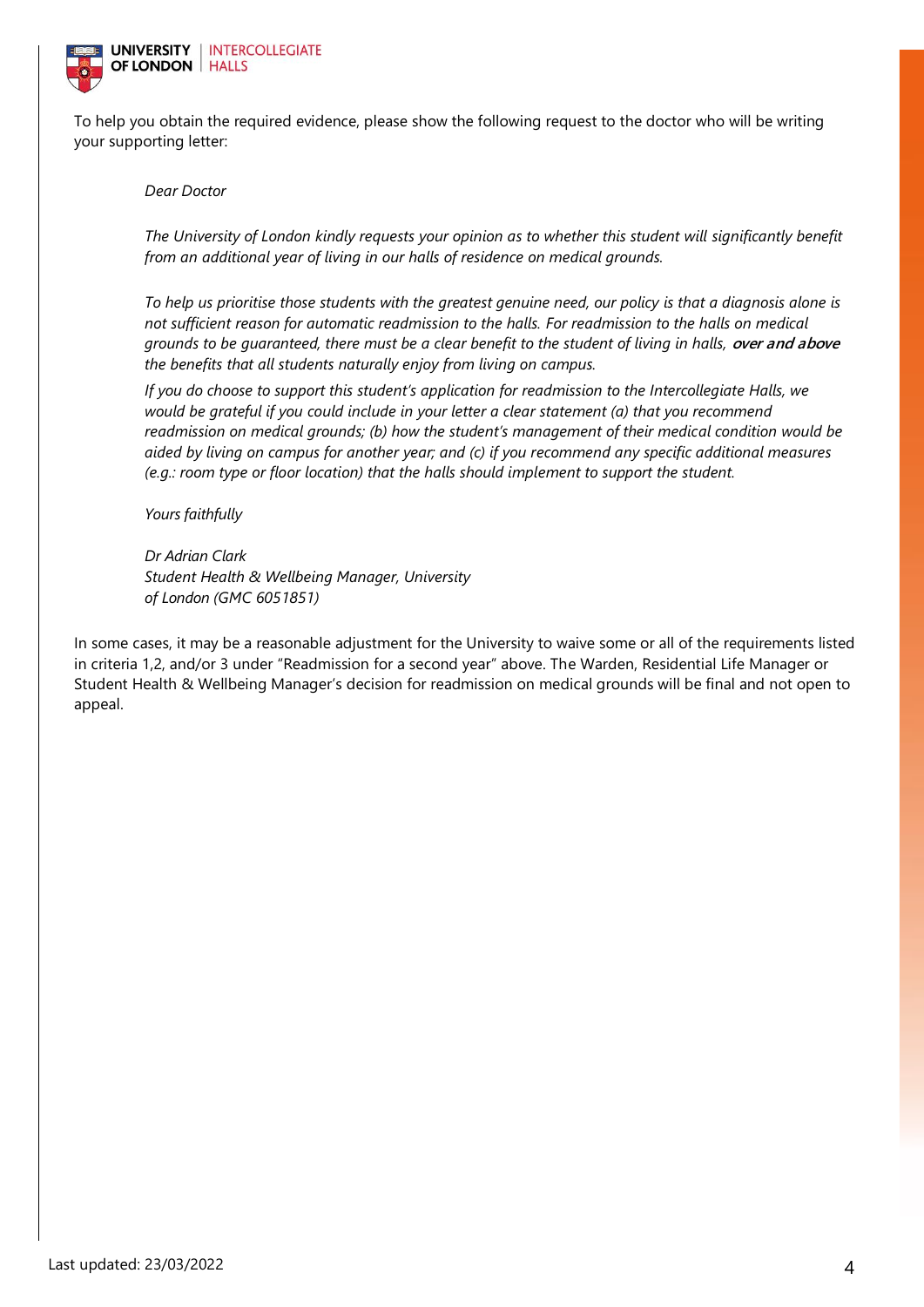To help you obtain the required evidence, please show the following request to the doctor who will be writing your supporting letter:

> *Dear Doctor*
>
> *The University of London kindly requests your opinion as to whether this student will significantly benefit from an additional year of living in our halls of residence on medical grounds.*
>
> *To help us prioritise those students with the greatest genuine need, our policy is that a diagnosis alone is not sufficient reason for automatic readmission to the halls. For readmission to the halls on medical grounds to be guaranteed, there must be a clear benefit to the student of living in halls,* ***over and above*** *the benefits that all students naturally enjoy from living on campus.*
>
> *If you do choose to support this student's application for readmission to the Intercollegiate Halls, we would be grateful if you could include in your letter a clear statement (a) that you recommend readmission on medical grounds; (b) how the student's management of their medical condition would be aided by living on campus for another year; and (c) if you recommend any specific additional measures (e.g.: room type or floor location) that the halls should implement to support the student.*
>
> *Yours faithfully*
>
> *Dr Adrian Clark*
> *Student Health & Wellbeing Manager, University of London (GMC 6051851)*

In some cases, it may be a reasonable adjustment for the University to waive some or all of the requirements listed in criteria 1,2, and/or 3 under "Readmission for a second year" above. The Warden, Residential Life Manager or Student Health & Wellbeing Manager's decision for readmission on medical grounds will be final and not open to appeal.

Last updated: 23/03/2022